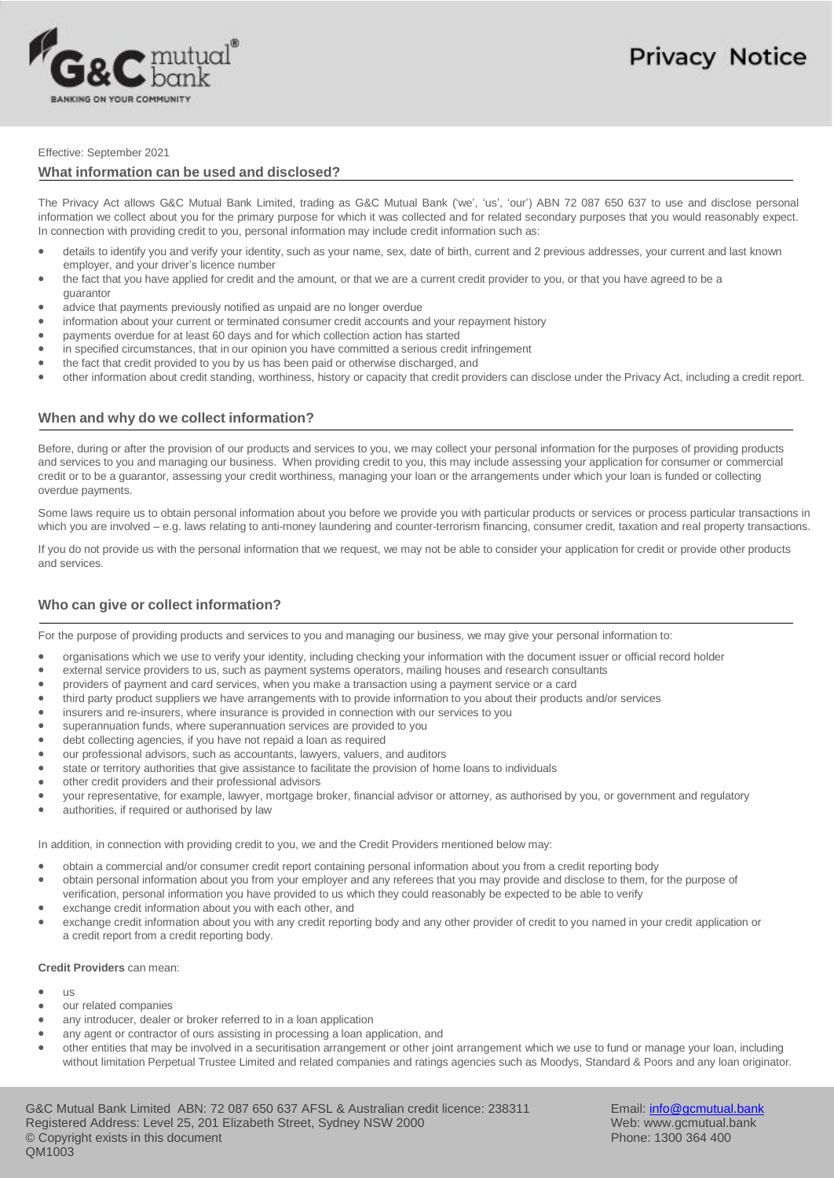# Privacy Notice

Effective: September 2021

## What information can be used and disclosed?

The Privacy Act allows G&C Mutual Bank Limited, trading as G&C Mutual Bank ('we', 'us', 'our') ABN 72 087 650 637 to use and disclose personal information we collect about you for the primary purpose for which it was collected and for related secondary purposes that you would reasonably expect. In connection with providing credit to you, personal information may include credit information such as:

- details to identify you and verify your identity, such as your name, sex, date of birth, current and 2 previous addresses, your current and last known employer, and your driver's licence number
- the fact that you have applied for credit and the amount, or that we are a current credit provider to you, or that you have agreed to be a guarantor
- advice that payments previously notified as unpaid are no longer overdue
- information about your current or terminated consumer credit accounts and your repayment history
- payments overdue for at least 60 days and for which collection action has started
- in specified circumstances, that in our opinion you have committed a serious credit infringement
- the fact that credit provided to you by us has been paid or otherwise discharged, and
- other information about credit standing, worthiness, history or capacity that credit providers can disclose under the Privacy Act, including a credit report.

## When and why do we collect information?

Before, during or after the provision of our products and services to you, we may collect your personal information for the purposes of providing products and services to you and managing our business. When providing credit to you, this may include assessing your application for consumer or commercial credit or to be a guarantor, assessing your credit worthiness, managing your loan or the arrangements under which your loan is funded or collecting overdue payments.

Some laws require us to obtain personal information about you before we provide you with particular products or services or process particular transactions in which you are involved – e.g. laws relating to anti-money laundering and counter-terrorism financing, consumer credit, taxation and real property transactions.

If you do not provide us with the personal information that we request, we may not be able to consider your application for credit or provide other products and services.

## Who can give or collect information?

For the purpose of providing products and services to you and managing our business, we may give your personal information to:

- organisations which we use to verify your identity, including checking your information with the document issuer or official record holder
- external service providers to us, such as payment systems operators, mailing houses and research consultants
- providers of payment and card services, when you make a transaction using a payment service or a card
- third party product suppliers we have arrangements with to provide information to you about their products and/or services
- insurers and re-insurers, where insurance is provided in connection with our services to you
- superannuation funds, where superannuation services are provided to you
- debt collecting agencies, if you have not repaid a loan as required
- our professional advisors, such as accountants, lawyers, valuers, and auditors
- state or territory authorities that give assistance to facilitate the provision of home loans to individuals
- other credit providers and their professional advisors
- your representative, for example, lawyer, mortgage broker, financial advisor or attorney, as authorised by you, or government and regulatory
- authorities, if required or authorised by law

In addition, in connection with providing credit to you, we and the Credit Providers mentioned below may:

- obtain a commercial and/or consumer credit report containing personal information about you from a credit reporting body
- obtain personal information about you from your employer and any referees that you may provide and disclose to them, for the purpose of verification, personal information you have provided to us which they could reasonably be expected to be able to verify
- exchange credit information about you with each other, and
- exchange credit information about you with any credit reporting body and any other provider of credit to you named in your credit application or a credit report from a credit reporting body.

**Credit Providers** can mean:

- us
- our related companies
- any introducer, dealer or broker referred to in a loan application
- any agent or contractor of ours assisting in processing a loan application, and
- other entities that may be involved in a securitisation arrangement or other joint arrangement which we use to fund or manage your loan, including without limitation Perpetual Trustee Limited and related companies and ratings agencies such as Moodys, Standard & Poors and any loan originator.

G&C Mutual Bank Limited ABN: 72 087 650 637 AFSL & Australian credit licence: 238311
Registered Address: Level 25, 201 Elizabeth Street, Sydney NSW 2000
© Copyright exists in this document
QM1003

Email: info@gcmutual.bank
Web: www.gcmutual.bank
Phone: 1300 364 400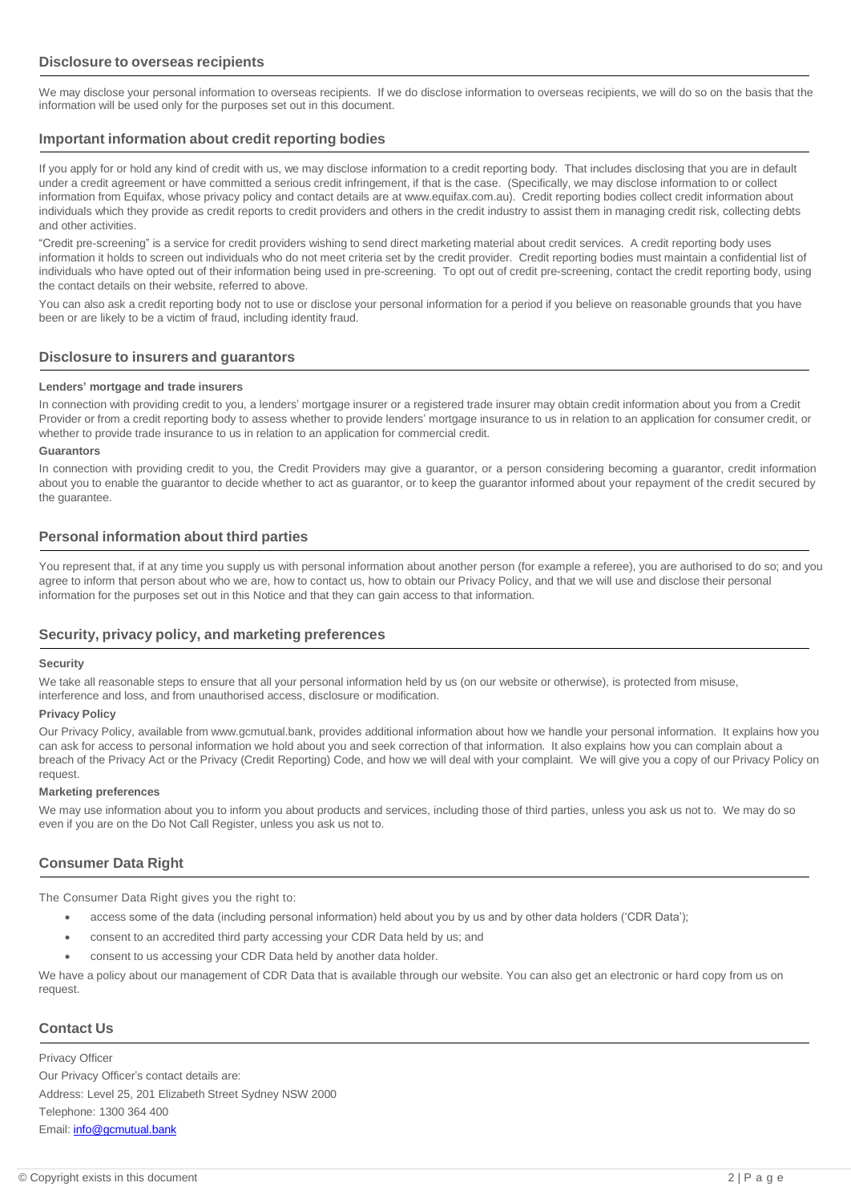## Disclosure to overseas recipients

We may disclose your personal information to overseas recipients. If we do disclose information to overseas recipients, we will do so on the basis that the information will be used only for the purposes set out in this document.

## Important information about credit reporting bodies

If you apply for or hold any kind of credit with us, we may disclose information to a credit reporting body. That includes disclosing that you are in default under a credit agreement or have committed a serious credit infringement, if that is the case. (Specifically, we may disclose information to or collect information from Equifax, whose privacy policy and contact details are at www.equifax.com.au). Credit reporting bodies collect credit information about individuals which they provide as credit reports to credit providers and others in the credit industry to assist them in managing credit risk, collecting debts and other activities.

"Credit pre-screening" is a service for credit providers wishing to send direct marketing material about credit services. A credit reporting body uses information it holds to screen out individuals who do not meet criteria set by the credit provider. Credit reporting bodies must maintain a confidential list of individuals who have opted out of their information being used in pre-screening. To opt out of credit pre-screening, contact the credit reporting body, using the contact details on their website, referred to above.

You can also ask a credit reporting body not to use or disclose your personal information for a period if you believe on reasonable grounds that you have been or are likely to be a victim of fraud, including identity fraud.

## Disclosure to insurers and guarantors

### Lenders' mortgage and trade insurers

In connection with providing credit to you, a lenders' mortgage insurer or a registered trade insurer may obtain credit information about you from a Credit Provider or from a credit reporting body to assess whether to provide lenders' mortgage insurance to us in relation to an application for consumer credit, or whether to provide trade insurance to us in relation to an application for commercial credit.

### Guarantors

In connection with providing credit to you, the Credit Providers may give a guarantor, or a person considering becoming a guarantor, credit information about you to enable the guarantor to decide whether to act as guarantor, or to keep the guarantor informed about your repayment of the credit secured by the guarantee.

## Personal information about third parties

You represent that, if at any time you supply us with personal information about another person (for example a referee), you are authorised to do so; and you agree to inform that person about who we are, how to contact us, how to obtain our Privacy Policy, and that we will use and disclose their personal information for the purposes set out in this Notice and that they can gain access to that information.

## Security, privacy policy, and marketing preferences

### Security

We take all reasonable steps to ensure that all your personal information held by us (on our website or otherwise), is protected from misuse, interference and loss, and from unauthorised access, disclosure or modification.

### Privacy Policy

Our Privacy Policy, available from www.gcmutual.bank, provides additional information about how we handle your personal information. It explains how you can ask for access to personal information we hold about you and seek correction of that information. It also explains how you can complain about a breach of the Privacy Act or the Privacy (Credit Reporting) Code, and how we will deal with your complaint. We will give you a copy of our Privacy Policy on request.

### Marketing preferences

We may use information about you to inform you about products and services, including those of third parties, unless you ask us not to. We may do so even if you are on the Do Not Call Register, unless you ask us not to.

## Consumer Data Right

The Consumer Data Right gives you the right to:

- access some of the data (including personal information) held about you by us and by other data holders ('CDR Data');
- consent to an accredited third party accessing your CDR Data held by us; and
- consent to us accessing your CDR Data held by another data holder.

We have a policy about our management of CDR Data that is available through our website. You can also get an electronic or hard copy from us on request.

## Contact Us

Privacy Officer

Our Privacy Officer's contact details are:

Address: Level 25, 201 Elizabeth Street Sydney NSW 2000

Telephone: 1300 364 400

Email: info@gcmutual.bank

© Copyright exists in this document